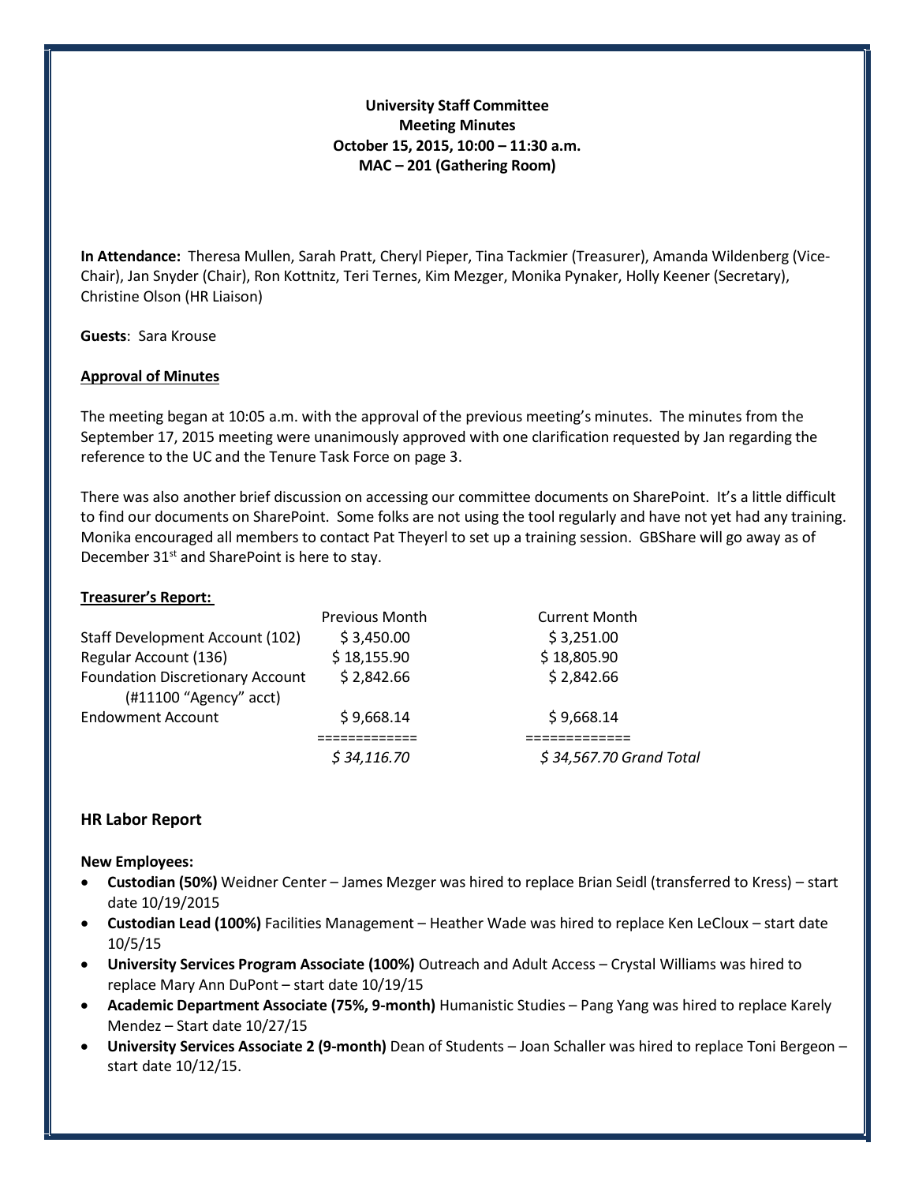**University Staff Committee**
**Meeting Minutes**
**October 15, 2015, 10:00 – 11:30 a.m.**
**MAC – 201 (Gathering Room)**

**In Attendance:** Theresa Mullen, Sarah Pratt, Cheryl Pieper, Tina Tackmier (Treasurer), Amanda Wildenberg (Vice-Chair), Jan Snyder (Chair), Ron Kottnitz, Teri Ternes, Kim Mezger, Monika Pynaker, Holly Keener (Secretary), Christine Olson (HR Liaison)

**Guests**: Sara Krouse

## Approval of Minutes

The meeting began at 10:05 a.m. with the approval of the previous meeting's minutes. The minutes from the September 17, 2015 meeting were unanimously approved with one clarification requested by Jan regarding the reference to the UC and the Tenure Task Force on page 3.

There was also another brief discussion on accessing our committee documents on SharePoint. It's a little difficult to find our documents on SharePoint. Some folks are not using the tool regularly and have not yet had any training. Monika encouraged all members to contact Pat Theyerl to set up a training session. GBShare will go away as of December 31st and SharePoint is here to stay.

## Treasurer's Report:

| | Previous Month | Current Month |
|---|---|---|
| Staff Development Account (102) | $ 3,450.00 | $ 3,251.00 |
| Regular Account (136) | $ 18,155.90 | $ 18,805.90 |
| Foundation Discretionary Account (#11100 "Agency" acct) | $ 2,842.66 | $ 2,842.66 |
| Endowment Account | $ 9,668.14 | $ 9,668.14 |
| | ============= | ============= |
| | *$ 34,116.70* | *$ 34,567.70 Grand Total* |

## HR Labor Report

**New Employees:**

- **Custodian (50%)** Weidner Center – James Mezger was hired to replace Brian Seidl (transferred to Kress) – start date 10/19/2015
- **Custodian Lead (100%)** Facilities Management – Heather Wade was hired to replace Ken LeCloux – start date 10/5/15
- **University Services Program Associate (100%)** Outreach and Adult Access – Crystal Williams was hired to replace Mary Ann DuPont – start date 10/19/15
- **Academic Department Associate (75%, 9-month)** Humanistic Studies – Pang Yang was hired to replace Karely Mendez – Start date 10/27/15
- **University Services Associate 2 (9-month)** Dean of Students – Joan Schaller was hired to replace Toni Bergeon – start date 10/12/15.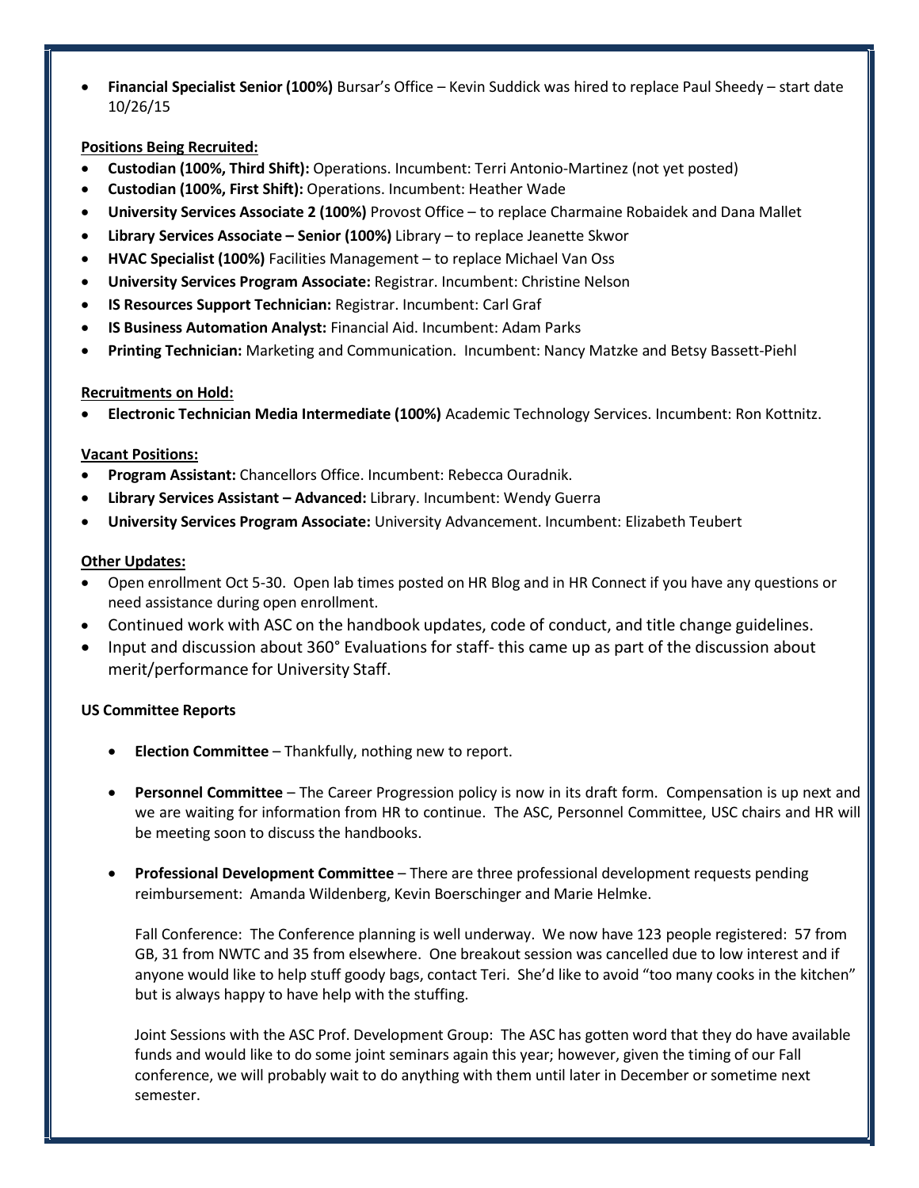- **Financial Specialist Senior (100%)** Bursar's Office – Kevin Suddick was hired to replace Paul Sheedy – start date 10/26/15

**Positions Being Recruited:**

- **Custodian (100%, Third Shift):** Operations. Incumbent: Terri Antonio-Martinez (not yet posted)
- **Custodian (100%, First Shift):** Operations. Incumbent: Heather Wade
- **University Services Associate 2 (100%)** Provost Office – to replace Charmaine Robaidek and Dana Mallet
- **Library Services Associate – Senior (100%)** Library – to replace Jeanette Skwor
- **HVAC Specialist (100%)** Facilities Management – to replace Michael Van Oss
- **University Services Program Associate:** Registrar. Incumbent: Christine Nelson
- **IS Resources Support Technician:** Registrar. Incumbent: Carl Graf
- **IS Business Automation Analyst:** Financial Aid. Incumbent: Adam Parks
- **Printing Technician:** Marketing and Communication. Incumbent: Nancy Matzke and Betsy Bassett-Piehl

**Recruitments on Hold:**

- **Electronic Technician Media Intermediate (100%)** Academic Technology Services. Incumbent: Ron Kottnitz.

**Vacant Positions:**

- **Program Assistant:** Chancellors Office. Incumbent: Rebecca Ouradnik.
- **Library Services Assistant – Advanced:** Library. Incumbent: Wendy Guerra
- **University Services Program Associate:** University Advancement. Incumbent: Elizabeth Teubert

**Other Updates:**

- Open enrollment Oct 5-30. Open lab times posted on HR Blog and in HR Connect if you have any questions or need assistance during open enrollment.
- Continued work with ASC on the handbook updates, code of conduct, and title change guidelines.
- Input and discussion about 360° Evaluations for staff- this came up as part of the discussion about merit/performance for University Staff.

**US Committee Reports**

- **Election Committee** – Thankfully, nothing new to report.

- **Personnel Committee** – The Career Progression policy is now in its draft form. Compensation is up next and we are waiting for information from HR to continue. The ASC, Personnel Committee, USC chairs and HR will be meeting soon to discuss the handbooks.

- **Professional Development Committee** – There are three professional development requests pending reimbursement: Amanda Wildenberg, Kevin Boerschinger and Marie Helmke.

  Fall Conference: The Conference planning is well underway. We now have 123 people registered: 57 from GB, 31 from NWTC and 35 from elsewhere. One breakout session was cancelled due to low interest and if anyone would like to help stuff goody bags, contact Teri. She'd like to avoid "too many cooks in the kitchen" but is always happy to have help with the stuffing.

  Joint Sessions with the ASC Prof. Development Group: The ASC has gotten word that they do have available funds and would like to do some joint seminars again this year; however, given the timing of our Fall conference, we will probably wait to do anything with them until later in December or sometime next semester.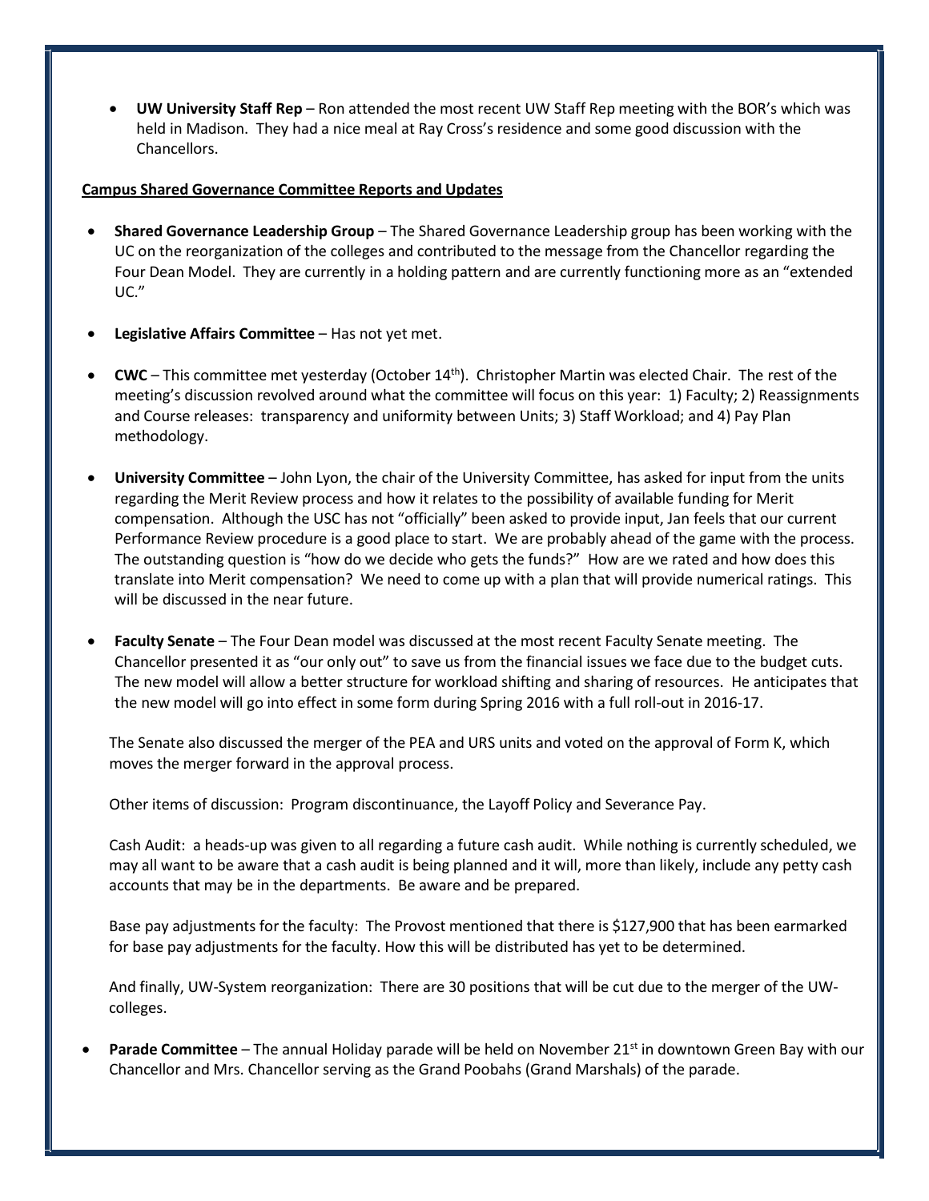- **UW University Staff Rep** – Ron attended the most recent UW Staff Rep meeting with the BOR's which was held in Madison. They had a nice meal at Ray Cross's residence and some good discussion with the Chancellors.

**Campus Shared Governance Committee Reports and Updates**

- **Shared Governance Leadership Group** – The Shared Governance Leadership group has been working with the UC on the reorganization of the colleges and contributed to the message from the Chancellor regarding the Four Dean Model. They are currently in a holding pattern and are currently functioning more as an "extended UC."

- **Legislative Affairs Committee** – Has not yet met.

- **CWC** – This committee met yesterday (October 14th). Christopher Martin was elected Chair. The rest of the meeting's discussion revolved around what the committee will focus on this year: 1) Faculty; 2) Reassignments and Course releases: transparency and uniformity between Units; 3) Staff Workload; and 4) Pay Plan methodology.

- **University Committee** – John Lyon, the chair of the University Committee, has asked for input from the units regarding the Merit Review process and how it relates to the possibility of available funding for Merit compensation. Although the USC has not "officially" been asked to provide input, Jan feels that our current Performance Review procedure is a good place to start. We are probably ahead of the game with the process. The outstanding question is "how do we decide who gets the funds?" How are we rated and how does this translate into Merit compensation? We need to come up with a plan that will provide numerical ratings. This will be discussed in the near future.

- **Faculty Senate** – The Four Dean model was discussed at the most recent Faculty Senate meeting. The Chancellor presented it as "our only out" to save us from the financial issues we face due to the budget cuts. The new model will allow a better structure for workload shifting and sharing of resources. He anticipates that the new model will go into effect in some form during Spring 2016 with a full roll-out in 2016-17.

  The Senate also discussed the merger of the PEA and URS units and voted on the approval of Form K, which moves the merger forward in the approval process.

  Other items of discussion: Program discontinuance, the Layoff Policy and Severance Pay.

  Cash Audit: a heads-up was given to all regarding a future cash audit. While nothing is currently scheduled, we may all want to be aware that a cash audit is being planned and it will, more than likely, include any petty cash accounts that may be in the departments. Be aware and be prepared.

  Base pay adjustments for the faculty: The Provost mentioned that there is $127,900 that has been earmarked for base pay adjustments for the faculty. How this will be distributed has yet to be determined.

  And finally, UW-System reorganization: There are 30 positions that will be cut due to the merger of the UW-colleges.

- **Parade Committee** – The annual Holiday parade will be held on November 21st in downtown Green Bay with our Chancellor and Mrs. Chancellor serving as the Grand Poobahs (Grand Marshals) of the parade.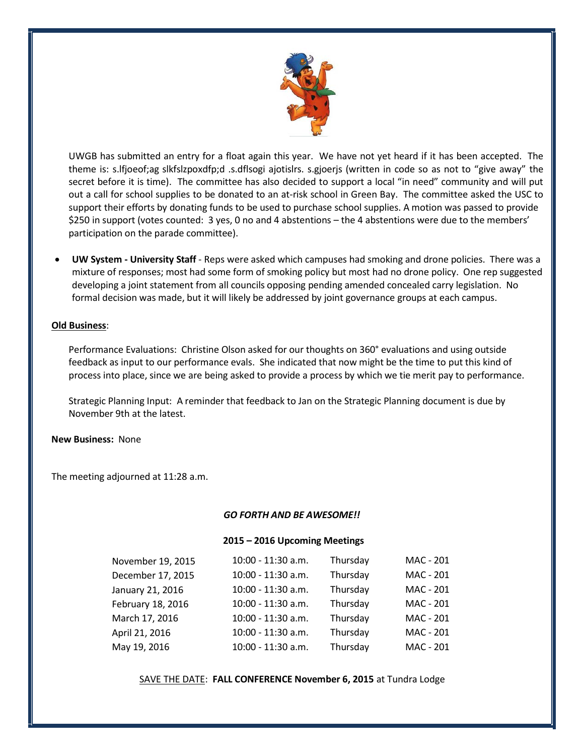UWGB has submitted an entry for a float again this year. We have not yet heard if it has been accepted. The theme is: s.lfjoeof;ag slkfslzpoxdfp;d .s.dflsogi ajotislrs. s.gjoerjs (written in code so as not to "give away" the secret before it is time). The committee has also decided to support a local "in need" community and will put out a call for school supplies to be donated to an at-risk school in Green Bay. The committee asked the USC to support their efforts by donating funds to be used to purchase school supplies. A motion was passed to provide $250 in support (votes counted: 3 yes, 0 no and 4 abstentions – the 4 abstentions were due to the members' participation on the parade committee).

- **UW System - University Staff** - Reps were asked which campuses had smoking and drone policies. There was a mixture of responses; most had some form of smoking policy but most had no drone policy. One rep suggested developing a joint statement from all councils opposing pending amended concealed carry legislation. No formal decision was made, but it will likely be addressed by joint governance groups at each campus.

**Old Business**:

Performance Evaluations: Christine Olson asked for our thoughts on 360° evaluations and using outside feedback as input to our performance evals. She indicated that now might be the time to put this kind of process into place, since we are being asked to provide a process by which we tie merit pay to performance.

Strategic Planning Input: A reminder that feedback to Jan on the Strategic Planning document is due by November 9th at the latest.

**New Business:** None

The meeting adjourned at 11:28 a.m.

***GO FORTH AND BE AWESOME!!***

**2015 – 2016 Upcoming Meetings**

| | | | |
|---|---|---|---|
| November 19, 2015 | 10:00 - 11:30 a.m. | Thursday | MAC - 201 |
| December 17, 2015 | 10:00 - 11:30 a.m. | Thursday | MAC - 201 |
| January 21, 2016 | 10:00 - 11:30 a.m. | Thursday | MAC - 201 |
| February 18, 2016 | 10:00 - 11:30 a.m. | Thursday | MAC - 201 |
| March 17, 2016 | 10:00 - 11:30 a.m. | Thursday | MAC - 201 |
| April 21, 2016 | 10:00 - 11:30 a.m. | Thursday | MAC - 201 |
| May 19, 2016 | 10:00 - 11:30 a.m. | Thursday | MAC - 201 |

SAVE THE DATE: **FALL CONFERENCE November 6, 2015** at Tundra Lodge